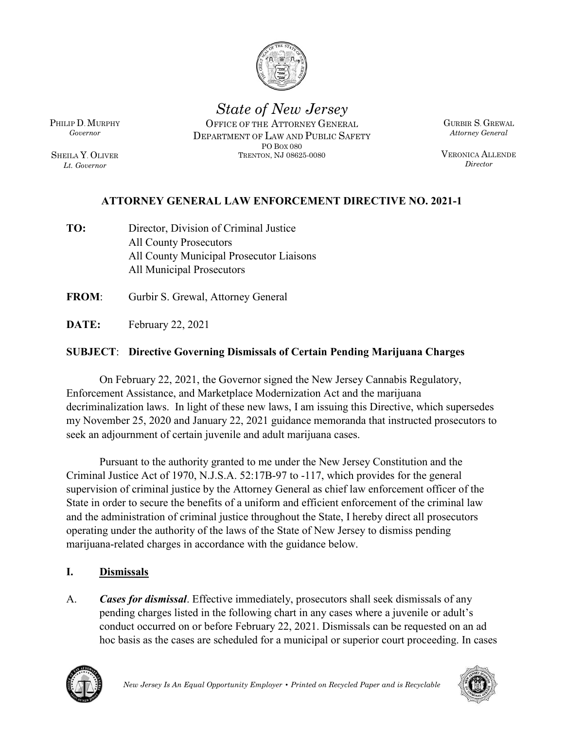*State of New Jersey*

OFFICE OF THE ATTORNEY GENERAL
DEPARTMENT OF LAW AND PUBLIC SAFETY
PO BOX 080
TRENTON, NJ 08625-0080

PHILIP D. MURPHY
*Governor*

SHEILA Y. OLIVER
*Lt. Governor*

GURBIR S. GREWAL
*Attorney General*

VERONICA ALLENDE
*Director*

**ATTORNEY GENERAL LAW ENFORCEMENT DIRECTIVE NO. 2021-1**

**TO:** Director, Division of Criminal Justice
All County Prosecutors
All County Municipal Prosecutor Liaisons
All Municipal Prosecutors

**FROM**: Gurbir S. Grewal, Attorney General

**DATE:** February 22, 2021

**SUBJECT**: **Directive Governing Dismissals of Certain Pending Marijuana Charges**

On February 22, 2021, the Governor signed the New Jersey Cannabis Regulatory, Enforcement Assistance, and Marketplace Modernization Act and the marijuana decriminalization laws. In light of these new laws, I am issuing this Directive, which supersedes my November 25, 2020 and January 22, 2021 guidance memoranda that instructed prosecutors to seek an adjournment of certain juvenile and adult marijuana cases.

Pursuant to the authority granted to me under the New Jersey Constitution and the Criminal Justice Act of 1970, N.J.S.A. 52:17B-97 to -117, which provides for the general supervision of criminal justice by the Attorney General as chief law enforcement officer of the State in order to secure the benefits of a uniform and efficient enforcement of the criminal law and the administration of criminal justice throughout the State, I hereby direct all prosecutors operating under the authority of the laws of the State of New Jersey to dismiss pending marijuana-related charges in accordance with the guidance below.

## I. Dismissals

A. ***Cases for dismissal***. Effective immediately, prosecutors shall seek dismissals of any pending charges listed in the following chart in any cases where a juvenile or adult's conduct occurred on or before February 22, 2021. Dismissals can be requested on an ad hoc basis as the cases are scheduled for a municipal or superior court proceeding. In cases

*New Jersey Is An Equal Opportunity Employer • Printed on Recycled Paper and is Recyclable*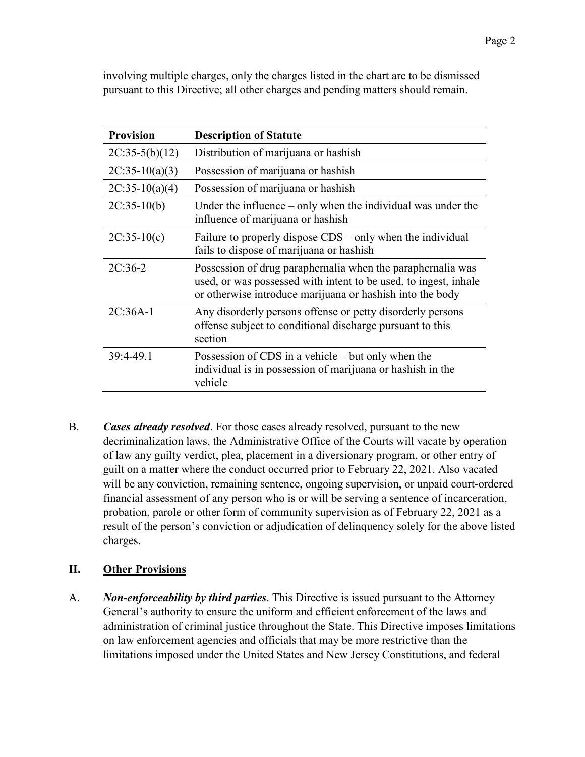involving multiple charges, only the charges listed in the chart are to be dismissed pursuant to this Directive; all other charges and pending matters should remain.

| Provision | Description of Statute |
| --- | --- |
| 2C:35-5(b)(12) | Distribution of marijuana or hashish |
| 2C:35-10(a)(3) | Possession of marijuana or hashish |
| 2C:35-10(a)(4) | Possession of marijuana or hashish |
| 2C:35-10(b) | Under the influence – only when the individual was under the influence of marijuana or hashish |
| 2C:35-10(c) | Failure to properly dispose CDS – only when the individual fails to dispose of marijuana or hashish |
| 2C:36-2 | Possession of drug paraphernalia when the paraphernalia was used, or was possessed with intent to be used, to ingest, inhale or otherwise introduce marijuana or hashish into the body |
| 2C:36A-1 | Any disorderly persons offense or petty disorderly persons offense subject to conditional discharge pursuant to this section |
| 39:4-49.1 | Possession of CDS in a vehicle – but only when the individual is in possession of marijuana or hashish in the vehicle |

B. ***Cases already resolved***. For those cases already resolved, pursuant to the new decriminalization laws, the Administrative Office of the Courts will vacate by operation of law any guilty verdict, plea, placement in a diversionary program, or other entry of guilt on a matter where the conduct occurred prior to February 22, 2021. Also vacated will be any conviction, remaining sentence, ongoing supervision, or unpaid court-ordered financial assessment of any person who is or will be serving a sentence of incarceration, probation, parole or other form of community supervision as of February 22, 2021 as a result of the person's conviction or adjudication of delinquency solely for the above listed charges.

## II. Other Provisions

A. ***Non-enforceability by third parties***. This Directive is issued pursuant to the Attorney General's authority to ensure the uniform and efficient enforcement of the laws and administration of criminal justice throughout the State. This Directive imposes limitations on law enforcement agencies and officials that may be more restrictive than the limitations imposed under the United States and New Jersey Constitutions, and federal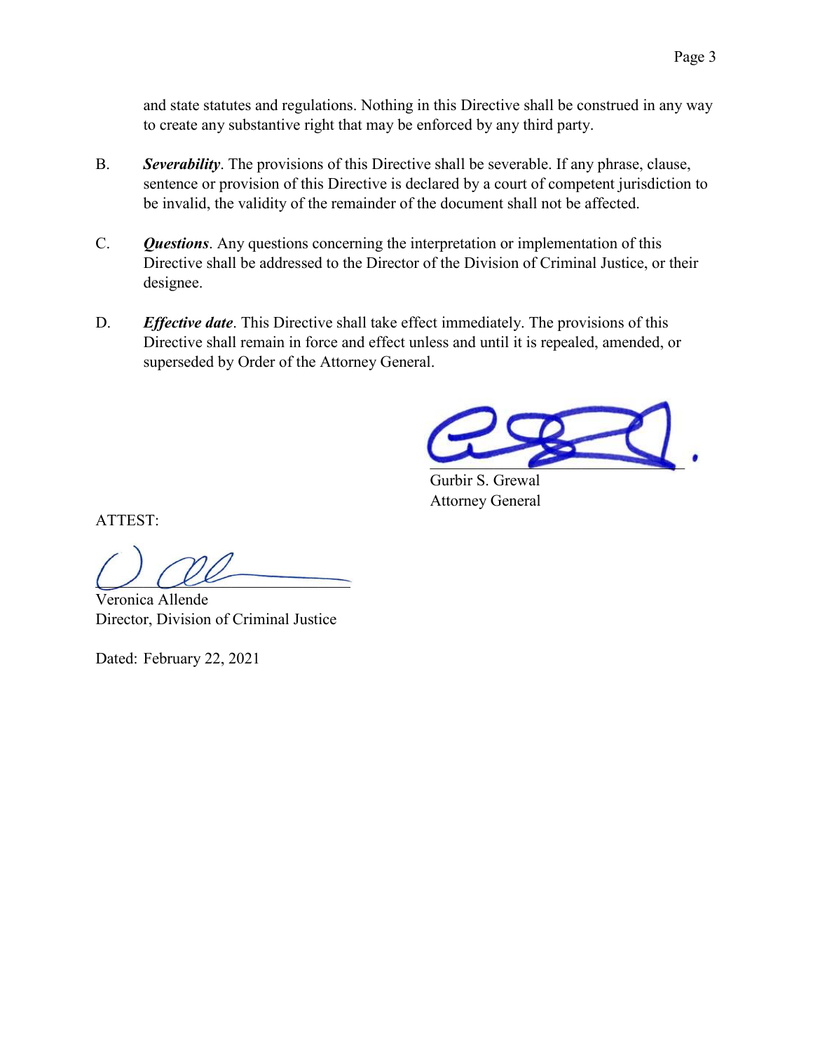and state statutes and regulations. Nothing in this Directive shall be construed in any way to create any substantive right that may be enforced by any third party.

B. ***Severability***. The provisions of this Directive shall be severable. If any phrase, clause, sentence or provision of this Directive is declared by a court of competent jurisdiction to be invalid, the validity of the remainder of the document shall not be affected.

C. ***Questions***. Any questions concerning the interpretation or implementation of this Directive shall be addressed to the Director of the Division of Criminal Justice, or their designee.

D. ***Effective date***. This Directive shall take effect immediately. The provisions of this Directive shall remain in force and effect unless and until it is repealed, amended, or superseded by Order of the Attorney General.

Gurbir S. Grewal
Attorney General

ATTEST:

Veronica Allende
Director, Division of Criminal Justice

Dated: February 22, 2021